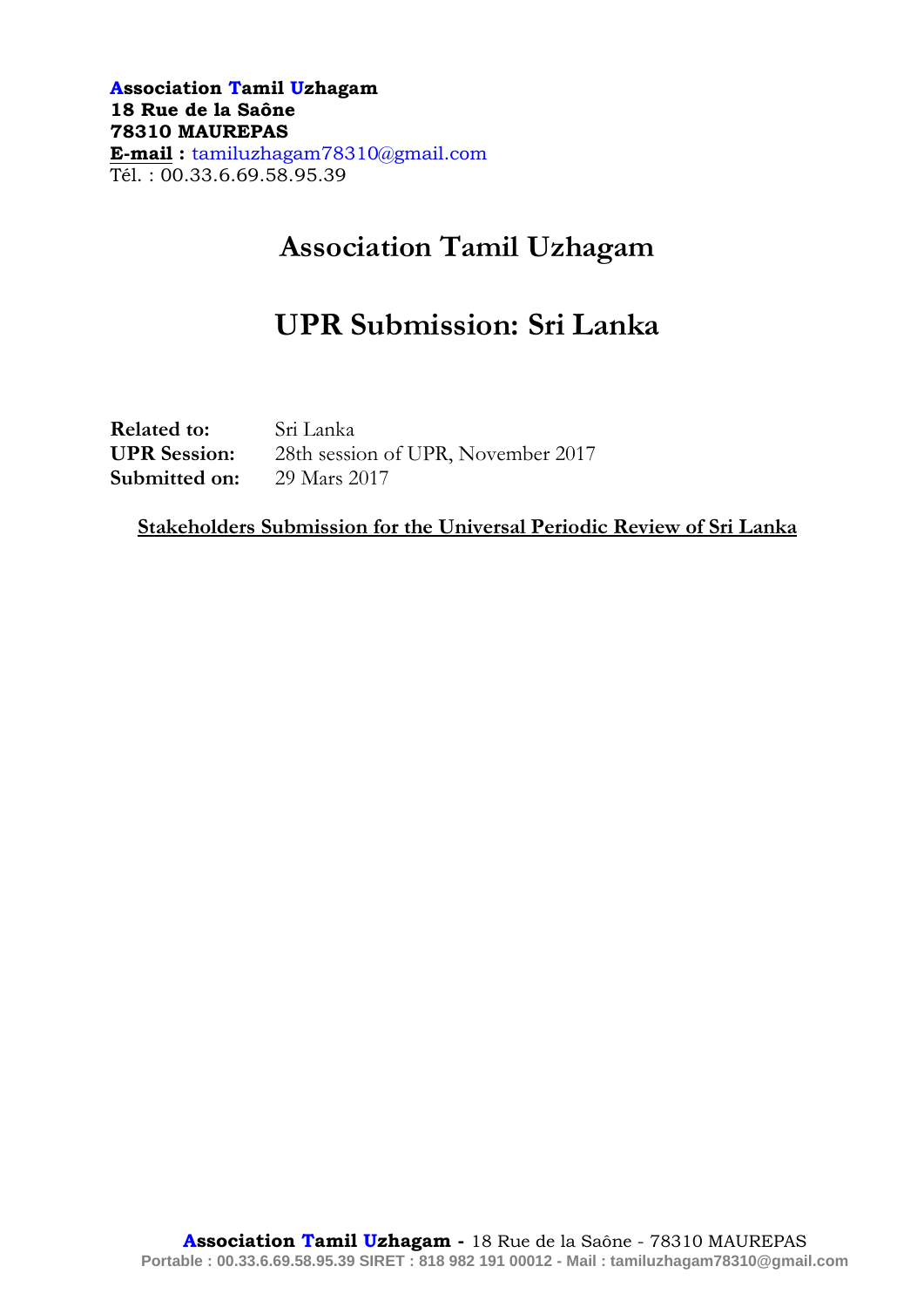**Association Tamil Uzhagam**
**18 Rue de la Saône**
**78310 MAUREPAS**
**E-mail :** tamiluzhagam78310@gmail.com
Tél. : 00.33.6.69.58.95.39

# Association Tamil Uzhagam

# UPR Submission: Sri Lanka

**Related to:** Sri Lanka
**UPR Session:** 28th session of UPR, November 2017
**Submitted on:** 29 Mars 2017

**Stakeholders Submission for the Universal Periodic Review of Sri Lanka**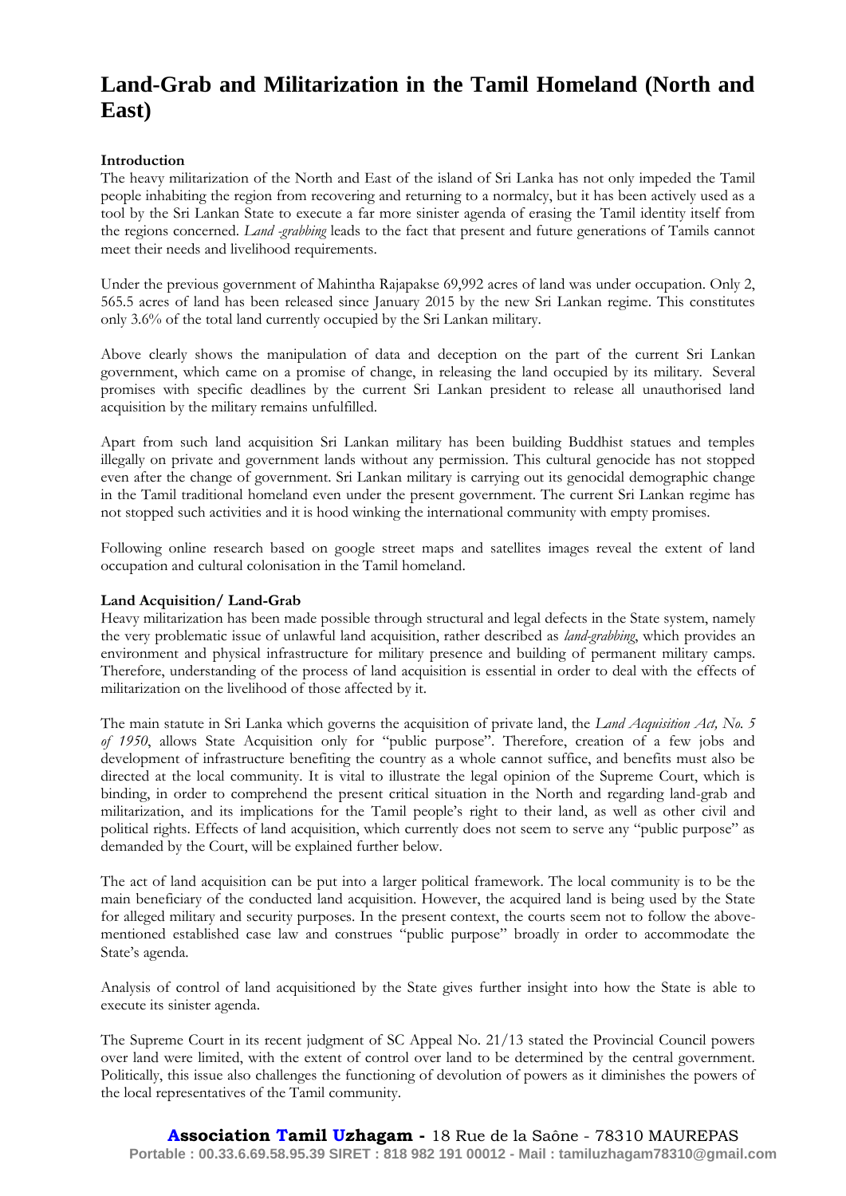# Land-Grab and Militarization in the Tamil Homeland (North and East)

**Introduction**

The heavy militarization of the North and East of the island of Sri Lanka has not only impeded the Tamil people inhabiting the region from recovering and returning to a normalcy, but it has been actively used as a tool by the Sri Lankan State to execute a far more sinister agenda of erasing the Tamil identity itself from the regions concerned. *Land -grabbing* leads to the fact that present and future generations of Tamils cannot meet their needs and livelihood requirements.

Under the previous government of Mahintha Rajapakse 69,992 acres of land was under occupation. Only 2, 565.5 acres of land has been released since January 2015 by the new Sri Lankan regime. This constitutes only 3.6% of the total land currently occupied by the Sri Lankan military.

Above clearly shows the manipulation of data and deception on the part of the current Sri Lankan government, which came on a promise of change, in releasing the land occupied by its military. Several promises with specific deadlines by the current Sri Lankan president to release all unauthorised land acquisition by the military remains unfulfilled.

Apart from such land acquisition Sri Lankan military has been building Buddhist statues and temples illegally on private and government lands without any permission. This cultural genocide has not stopped even after the change of government. Sri Lankan military is carrying out its genocidal demographic change in the Tamil traditional homeland even under the present government. The current Sri Lankan regime has not stopped such activities and it is hood winking the international community with empty promises.

Following online research based on google street maps and satellites images reveal the extent of land occupation and cultural colonisation in the Tamil homeland.

**Land Acquisition/ Land-Grab**

Heavy militarization has been made possible through structural and legal defects in the State system, namely the very problematic issue of unlawful land acquisition, rather described as *land-grabbing*, which provides an environment and physical infrastructure for military presence and building of permanent military camps. Therefore, understanding of the process of land acquisition is essential in order to deal with the effects of militarization on the livelihood of those affected by it.

The main statute in Sri Lanka which governs the acquisition of private land, the *Land Acquisition Act, No. 5 of 1950*, allows State Acquisition only for "public purpose". Therefore, creation of a few jobs and development of infrastructure benefiting the country as a whole cannot suffice, and benefits must also be directed at the local community. It is vital to illustrate the legal opinion of the Supreme Court, which is binding, in order to comprehend the present critical situation in the North and regarding land-grab and militarization, and its implications for the Tamil people's right to their land, as well as other civil and political rights. Effects of land acquisition, which currently does not seem to serve any "public purpose" as demanded by the Court, will be explained further below.

The act of land acquisition can be put into a larger political framework. The local community is to be the main beneficiary of the conducted land acquisition. However, the acquired land is being used by the State for alleged military and security purposes. In the present context, the courts seem not to follow the above-mentioned established case law and construes "public purpose" broadly in order to accommodate the State's agenda.

Analysis of control of land acquisitioned by the State gives further insight into how the State is able to execute its sinister agenda.

The Supreme Court in its recent judgment of SC Appeal No. 21/13 stated the Provincial Council powers over land were limited, with the extent of control over land to be determined by the central government. Politically, this issue also challenges the functioning of devolution of powers as it diminishes the powers of the local representatives of the Tamil community.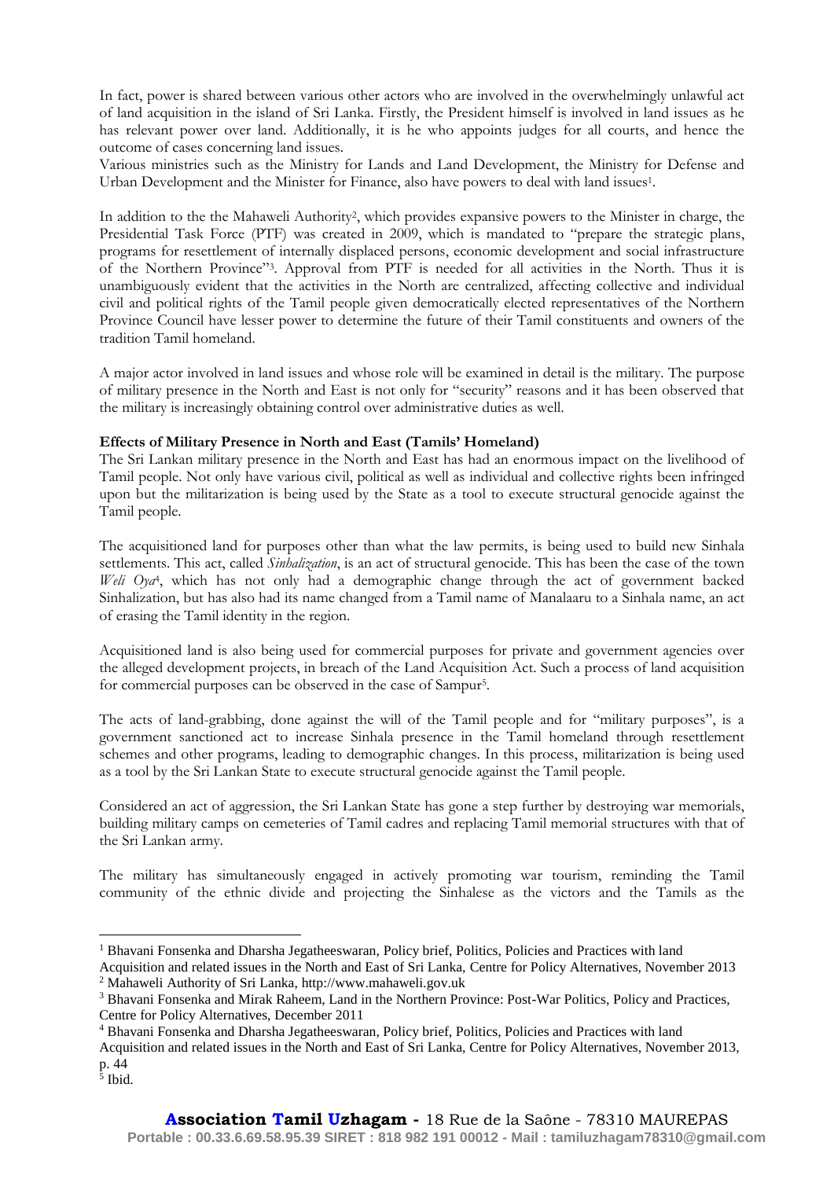In fact, power is shared between various other actors who are involved in the overwhelmingly unlawful act of land acquisition in the island of Sri Lanka. Firstly, the President himself is involved in land issues as he has relevant power over land. Additionally, it is he who appoints judges for all courts, and hence the outcome of cases concerning land issues.
Various ministries such as the Ministry for Lands and Land Development, the Ministry for Defense and Urban Development and the Minister for Finance, also have powers to deal with land issues[1].

In addition to the the Mahaweli Authority[2], which provides expansive powers to the Minister in charge, the Presidential Task Force (PTF) was created in 2009, which is mandated to "prepare the strategic plans, programs for resettlement of internally displaced persons, economic development and social infrastructure of the Northern Province"[3]. Approval from PTF is needed for all activities in the North. Thus it is unambiguously evident that the activities in the North are centralized, affecting collective and individual civil and political rights of the Tamil people given democratically elected representatives of the Northern Province Council have lesser power to determine the future of their Tamil constituents and owners of the tradition Tamil homeland.

A major actor involved in land issues and whose role will be examined in detail is the military. The purpose of military presence in the North and East is not only for "security" reasons and it has been observed that the military is increasingly obtaining control over administrative duties as well.

**Effects of Military Presence in North and East (Tamils' Homeland)**

The Sri Lankan military presence in the North and East has had an enormous impact on the livelihood of Tamil people. Not only have various civil, political as well as individual and collective rights been infringed upon but the militarization is being used by the State as a tool to execute structural genocide against the Tamil people.

The acquisitioned land for purposes other than what the law permits, is being used to build new Sinhala settlements. This act, called *Sinhalization*, is an act of structural genocide. This has been the case of the town *Weli Oya*[4], which has not only had a demographic change through the act of government backed Sinhalization, but has also had its name changed from a Tamil name of Manalaaru to a Sinhala name, an act of erasing the Tamil identity in the region.

Acquisitioned land is also being used for commercial purposes for private and government agencies over the alleged development projects, in breach of the Land Acquisition Act. Such a process of land acquisition for commercial purposes can be observed in the case of Sampur[5].

The acts of land-grabbing, done against the will of the Tamil people and for "military purposes", is a government sanctioned act to increase Sinhala presence in the Tamil homeland through resettlement schemes and other programs, leading to demographic changes. In this process, militarization is being used as a tool by the Sri Lankan State to execute structural genocide against the Tamil people.

Considered an act of aggression, the Sri Lankan State has gone a step further by destroying war memorials, building military camps on cemeteries of Tamil cadres and replacing Tamil memorial structures with that of the Sri Lankan army.

The military has simultaneously engaged in actively promoting war tourism, reminding the Tamil community of the ethnic divide and projecting the Sinhalese as the victors and the Tamils as the

---

[1] Bhavani Fonsenka and Dharsha Jegatheeswaran, Policy brief, Politics, Policies and Practices with land Acquisition and related issues in the North and East of Sri Lanka, Centre for Policy Alternatives, November 2013
[2] Mahaweli Authority of Sri Lanka, http://www.mahaweli.gov.uk
[3] Bhavani Fonsenka and Mirak Raheem, Land in the Northern Province: Post-War Politics, Policy and Practices, Centre for Policy Alternatives, December 2011
[4] Bhavani Fonsenka and Dharsha Jegatheeswaran, Policy brief, Politics, Policies and Practices with land Acquisition and related issues in the North and East of Sri Lanka, Centre for Policy Alternatives, November 2013, p. 44
[5] Ibid.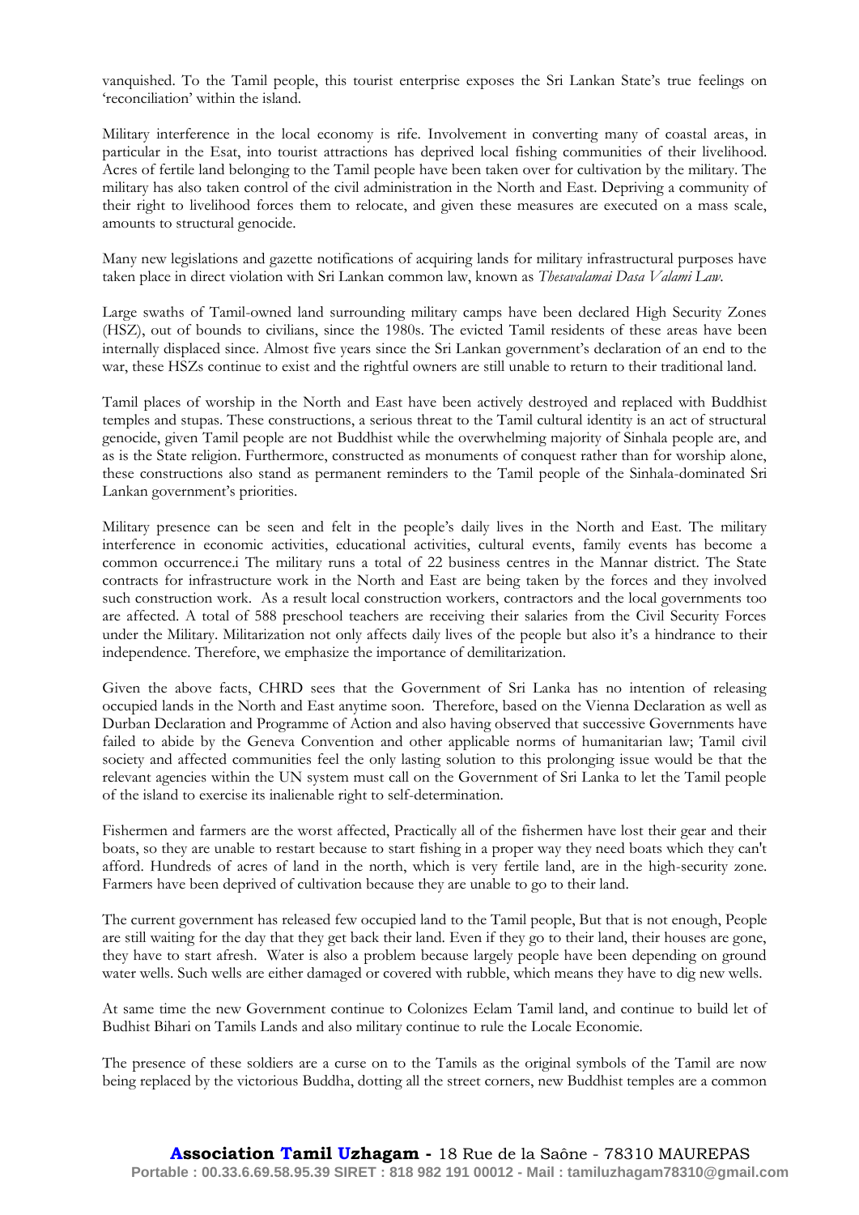vanquished. To the Tamil people, this tourist enterprise exposes the Sri Lankan State's true feelings on 'reconciliation' within the island.

Military interference in the local economy is rife. Involvement in converting many of coastal areas, in particular in the Esat, into tourist attractions has deprived local fishing communities of their livelihood. Acres of fertile land belonging to the Tamil people have been taken over for cultivation by the military. The military has also taken control of the civil administration in the North and East. Depriving a community of their right to livelihood forces them to relocate, and given these measures are executed on a mass scale, amounts to structural genocide.

Many new legislations and gazette notifications of acquiring lands for military infrastructural purposes have taken place in direct violation with Sri Lankan common law, known as *Thesavalamai Dasa Valami Law*.

Large swaths of Tamil-owned land surrounding military camps have been declared High Security Zones (HSZ), out of bounds to civilians, since the 1980s. The evicted Tamil residents of these areas have been internally displaced since. Almost five years since the Sri Lankan government's declaration of an end to the war, these HSZs continue to exist and the rightful owners are still unable to return to their traditional land.

Tamil places of worship in the North and East have been actively destroyed and replaced with Buddhist temples and stupas. These constructions, a serious threat to the Tamil cultural identity is an act of structural genocide, given Tamil people are not Buddhist while the overwhelming majority of Sinhala people are, and as is the State religion. Furthermore, constructed as monuments of conquest rather than for worship alone, these constructions also stand as permanent reminders to the Tamil people of the Sinhala-dominated Sri Lankan government's priorities.

Military presence can be seen and felt in the people's daily lives in the North and East. The military interference in economic activities, educational activities, cultural events, family events has become a common occurrence.i The military runs a total of 22 business centres in the Mannar district. The State contracts for infrastructure work in the North and East are being taken by the forces and they involved such construction work. As a result local construction workers, contractors and the local governments too are affected. A total of 588 preschool teachers are receiving their salaries from the Civil Security Forces under the Military. Militarization not only affects daily lives of the people but also it's a hindrance to their independence. Therefore, we emphasize the importance of demilitarization.

Given the above facts, CHRD sees that the Government of Sri Lanka has no intention of releasing occupied lands in the North and East anytime soon. Therefore, based on the Vienna Declaration as well as Durban Declaration and Programme of Action and also having observed that successive Governments have failed to abide by the Geneva Convention and other applicable norms of humanitarian law; Tamil civil society and affected communities feel the only lasting solution to this prolonging issue would be that the relevant agencies within the UN system must call on the Government of Sri Lanka to let the Tamil people of the island to exercise its inalienable right to self-determination.

Fishermen and farmers are the worst affected, Practically all of the fishermen have lost their gear and their boats, so they are unable to restart because to start fishing in a proper way they need boats which they can't afford. Hundreds of acres of land in the north, which is very fertile land, are in the high-security zone. Farmers have been deprived of cultivation because they are unable to go to their land.

The current government has released few occupied land to the Tamil people, But that is not enough, People are still waiting for the day that they get back their land. Even if they go to their land, their houses are gone, they have to start afresh. Water is also a problem because largely people have been depending on ground water wells. Such wells are either damaged or covered with rubble, which means they have to dig new wells.

At same time the new Government continue to Colonizes Eelam Tamil land, and continue to build let of Budhist Bihari on Tamils Lands and also military continue to rule the Locale Economie.

The presence of these soldiers are a curse on to the Tamils as the original symbols of the Tamil are now being replaced by the victorious Buddha, dotting all the street corners, new Buddhist temples are a common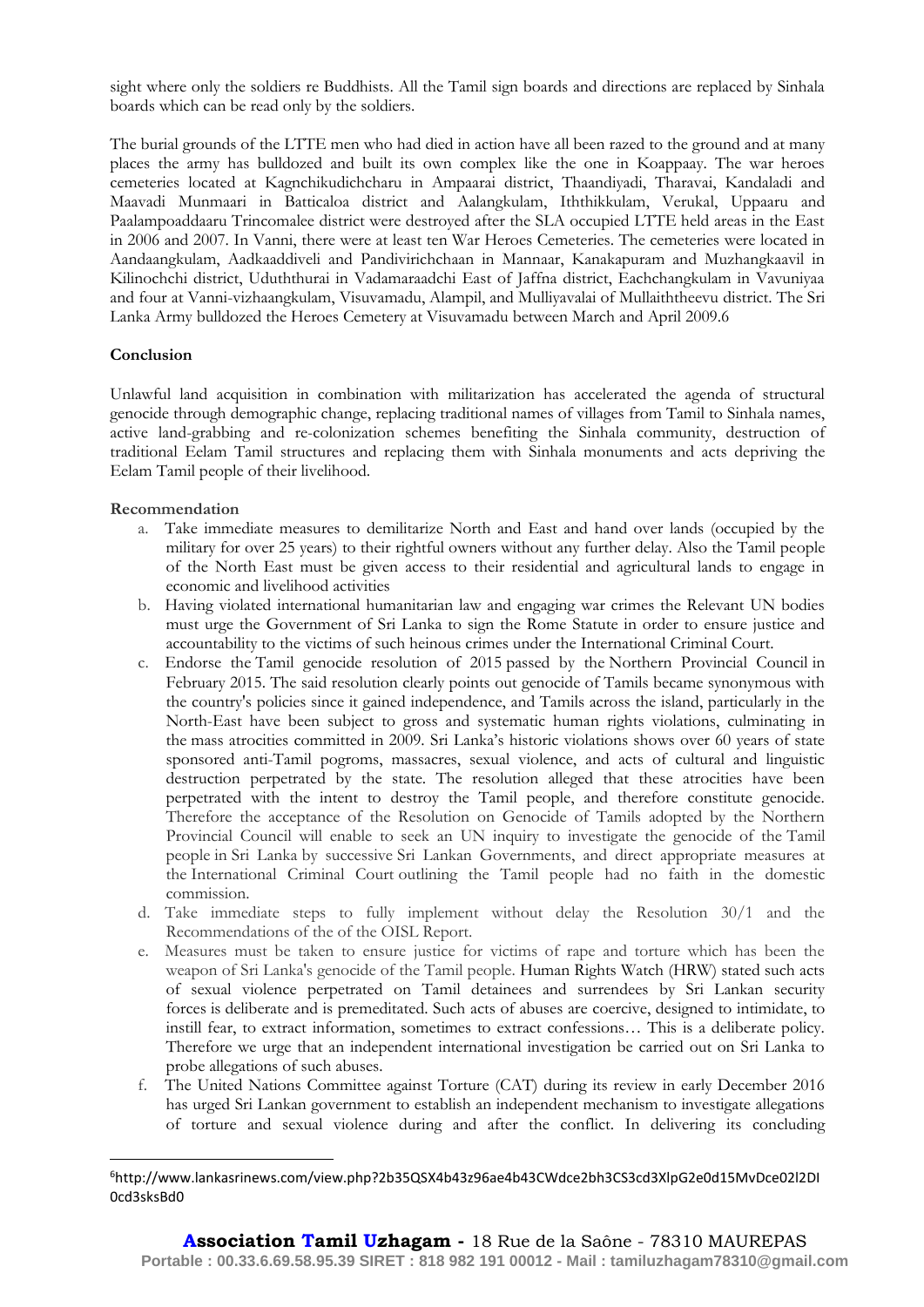sight where only the soldiers re Buddhists. All the Tamil sign boards and directions are replaced by Sinhala boards which can be read only by the soldiers.

The burial grounds of the LTTE men who had died in action have all been razed to the ground and at many places the army has bulldozed and built its own complex like the one in Koappaay. The war heroes cemeteries located at Kagnchikudichcharu in Ampaarai district, Thaandiyadi, Tharavai, Kandaladi and Maavadi Munmaari in Batticaloa district and Aalangkulam, Iththikkulam, Verukal, Uppaaru and Paalampoaddaaru Trincomalee district were destroyed after the SLA occupied LTTE held areas in the East in 2006 and 2007. In Vanni, there were at least ten War Heroes Cemeteries. The cemeteries were located in Aandaangkulam, Aadkaaddiveli and Pandivirichchaan in Mannaar, Kanakapuram and Muzhangkaavil in Kilinochchi district, Uduththurai in Vadamaraadchi East of Jaffna district, Eachchangkulam in Vavuniyaa and four at Vanni-vizhaangkulam, Visuvamadu, Alampil, and Mulliyavalai of Mullaiththeevu district. The Sri Lanka Army bulldozed the Heroes Cemetery at Visuvamadu between March and April 2009.[6]

**Conclusion**

Unlawful land acquisition in combination with militarization has accelerated the agenda of structural genocide through demographic change, replacing traditional names of villages from Tamil to Sinhala names, active land-grabbing and re-colonization schemes benefiting the Sinhala community, destruction of traditional Eelam Tamil structures and replacing them with Sinhala monuments and acts depriving the Eelam Tamil people of their livelihood.

**Recommendation**

a. Take immediate measures to demilitarize North and East and hand over lands (occupied by the military for over 25 years) to their rightful owners without any further delay. Also the Tamil people of the North East must be given access to their residential and agricultural lands to engage in economic and livelihood activities

b. Having violated international humanitarian law and engaging war crimes the Relevant UN bodies must urge the Government of Sri Lanka to sign the Rome Statute in order to ensure justice and accountability to the victims of such heinous crimes under the International Criminal Court.

c. Endorse the Tamil genocide resolution of 2015 passed by the Northern Provincial Council in February 2015. The said resolution clearly points out genocide of Tamils became synonymous with the country's policies since it gained independence, and Tamils across the island, particularly in the North-East have been subject to gross and systematic human rights violations, culminating in the mass atrocities committed in 2009. Sri Lanka's historic violations shows over 60 years of state sponsored anti-Tamil pogroms, massacres, sexual violence, and acts of cultural and linguistic destruction perpetrated by the state. The resolution alleged that these atrocities have been perpetrated with the intent to destroy the Tamil people, and therefore constitute genocide. Therefore the acceptance of the Resolution on Genocide of Tamils adopted by the Northern Provincial Council will enable to seek an UN inquiry to investigate the genocide of the Tamil people in Sri Lanka by successive Sri Lankan Governments, and direct appropriate measures at the International Criminal Court outlining the Tamil people had no faith in the domestic commission.

d. Take immediate steps to fully implement without delay the Resolution 30/1 and the Recommendations of the of the OISL Report.

e. Measures must be taken to ensure justice for victims of rape and torture which has been the weapon of Sri Lanka's genocide of the Tamil people. Human Rights Watch (HRW) stated such acts of sexual violence perpetrated on Tamil detainees and surrendees by Sri Lankan security forces is deliberate and is premeditated. Such acts of abuses are coercive, designed to intimidate, to instill fear, to extract information, sometimes to extract confessions… This is a deliberate policy. Therefore we urge that an independent international investigation be carried out on Sri Lanka to probe allegations of such abuses.

f. The United Nations Committee against Torture (CAT) during its review in early December 2016 has urged Sri Lankan government to establish an independent mechanism to investigate allegations of torture and sexual violence during and after the conflict. In delivering its concluding

[6] http://www.lankasrinews.com/view.php?2b35QSX4b43z96ae4b43CWdce2bh3CS3cd3XlpG2e0d15MvDce02l2DI0cd3sksBd0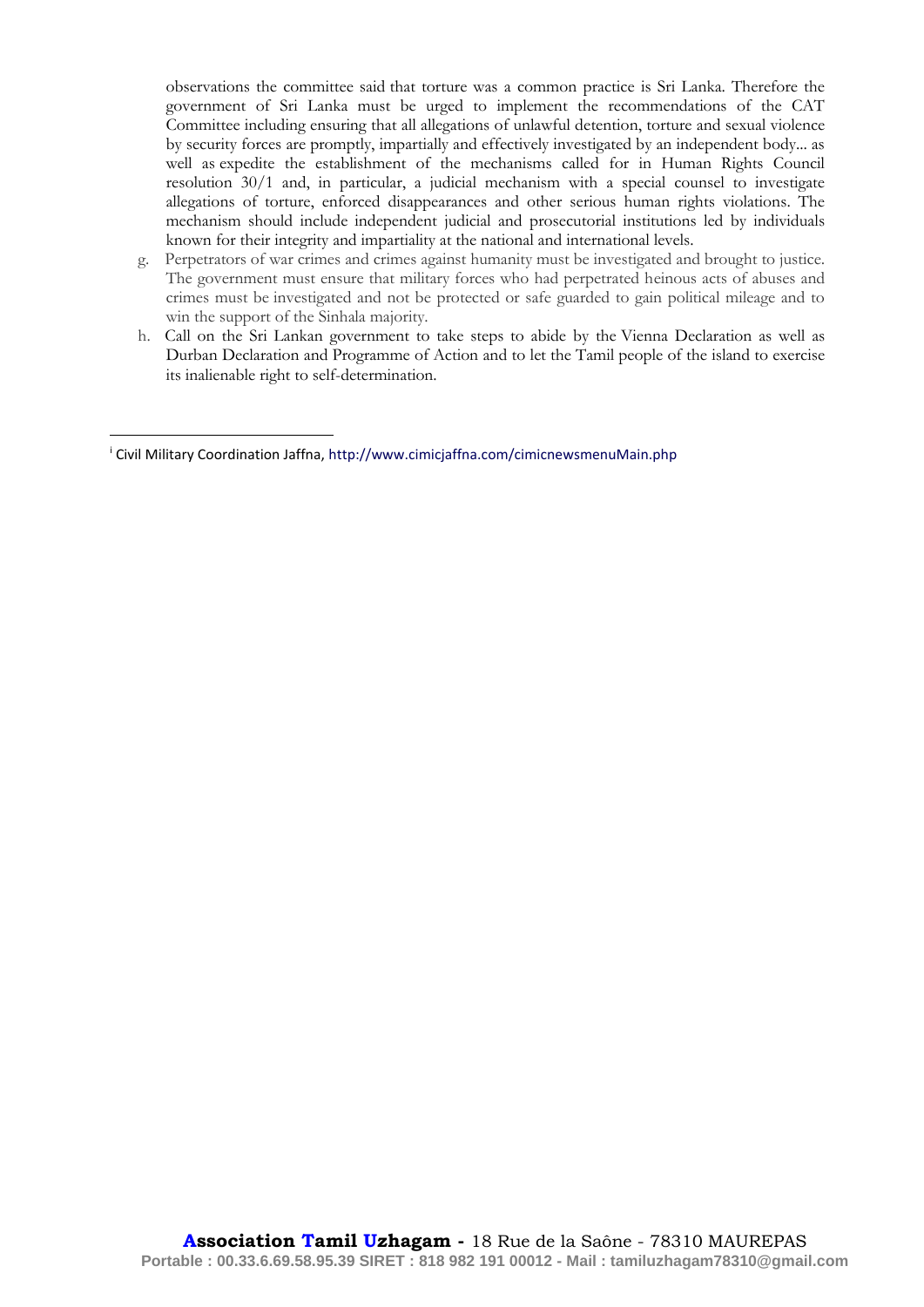observations the committee said that torture was a common practice is Sri Lanka. Therefore the government of Sri Lanka must be urged to implement the recommendations of the CAT Committee including ensuring that all allegations of unlawful detention, torture and sexual violence by security forces are promptly, impartially and effectively investigated by an independent body... as well as expedite the establishment of the mechanisms called for in Human Rights Council resolution 30/1 and, in particular, a judicial mechanism with a special counsel to investigate allegations of torture, enforced disappearances and other serious human rights violations. The mechanism should include independent judicial and prosecutorial institutions led by individuals known for their integrity and impartiality at the national and international levels.

g. Perpetrators of war crimes and crimes against humanity must be investigated and brought to justice. The government must ensure that military forces who had perpetrated heinous acts of abuses and crimes must be investigated and not be protected or safe guarded to gain political mileage and to win the support of the Sinhala majority.

h. Call on the Sri Lankan government to take steps to abide by the Vienna Declaration as well as Durban Declaration and Programme of Action and to let the Tamil people of the island to exercise its inalienable right to self-determination.

---

[i] Civil Military Coordination Jaffna, http://www.cimicjaffna.com/cimicnewsmenuMain.php

**Association Tamil Uzhagam -** 18 Rue de la Saône - 78310 MAUREPAS
**Portable : 00.33.6.69.58.95.39 SIRET : 818 982 191 00012 - Mail : tamiluzhagam78310@gmail.com**